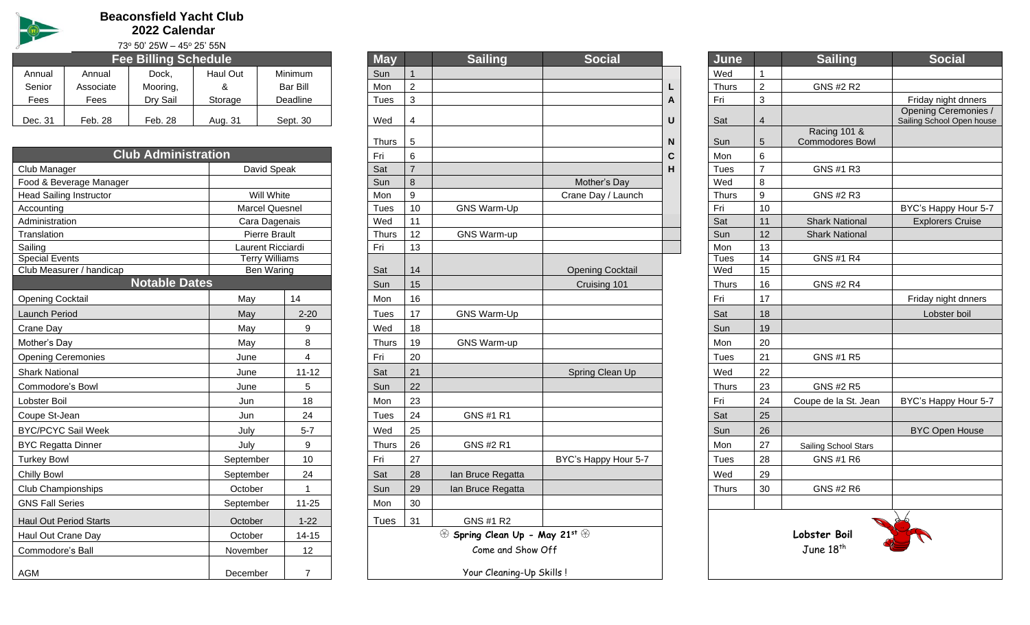# Beaconsfield Yacht Club
## 2022 Calendar

73° 50' 25W – 45° 25' 55N

| Fee Billing Schedule | | | | |
|---|---|---|---|---|
| Annual Senior Fees | Annual Associate Fees | Dock, Mooring, Dry Sail | Haul Out & Storage | Minimum Bar Bill Deadline |
| Dec. 31 | Feb. 28 | Feb. 28 | Aug. 31 | Sept. 30 |

| Club Administration | |
|---|---|
| Club Manager | David Speak |
| Food & Beverage Manager | |
| Head Sailing Instructor | Will White |
| Accounting | Marcel Quesnel |
| Administration | Cara Dagenais |
| Translation | Pierre Brault |
| Sailing | Laurent Ricciardi |
| Special Events | Terry Williams |
| Club Measurer / handicap | Ben Waring |

| Notable Dates | | |
|---|---|---|
| Opening Cocktail | May | 14 |
| Launch Period | May | 2-20 |
| Crane Day | May | 9 |
| Mother's Day | May | 8 |
| Opening Ceremonies | June | 4 |
| Shark National | June | 11-12 |
| Commodore's Bowl | June | 5 |
| Lobster Boil | Jun | 18 |
| Coupe St-Jean | Jun | 24 |
| BYC/PCYC Sail Week | July | 5-7 |
| BYC Regatta Dinner | July | 9 |
| Turkey Bowl | September | 10 |
| Chilly Bowl | September | 24 |
| Club Championships | October | 1 |
| GNS Fall Series | September | 11-25 |
| Haul Out Period Starts | October | 1-22 |
| Haul Out Crane Day | October | 14-15 |
| Commodore's Ball | November | 12 |
| AGM | December | 7 |

| May | | Sailing | Social | |
|---|---|---|---|---|
| Sun | 1 | | | |
| Mon | 2 | | | L |
| Tues | 3 | | | A |
| Wed | 4 | | | U |
| Thurs | 5 | | | N |
| Fri | 6 | | | C |
| Sat | 7 | | | H |
| Sun | 8 | | Mother's Day | |
| Mon | 9 | | Crane Day / Launch | |
| Tues | 10 | GNS Warm-Up | | |
| Wed | 11 | | | |
| Thurs | 12 | GNS Warm-up | | |
| Fri | 13 | | | |
| Sat | 14 | | Opening Cocktail | |
| Sun | 15 | | Cruising 101 | |
| Mon | 16 | | | |
| Tues | 17 | GNS Warm-Up | | |
| Wed | 18 | | | |
| Thurs | 19 | GNS Warm-up | | |
| Fri | 20 | | | |
| Sat | 21 | | Spring Clean Up | |
| Sun | 22 | | | |
| Mon | 23 | | | |
| Tues | 24 | GNS #1 R1 | | |
| Wed | 25 | | | |
| Thurs | 26 | GNS #2 R1 | | |
| Fri | 27 | | BYC's Happy Hour 5-7 | |
| Sat | 28 | Ian Bruce Regatta | | |
| Sun | 29 | Ian Bruce Regatta | | |
| Mon | 30 | | | |
| Tues | 31 | GNS #1 R2 | | |

**Spring Clean Up - May 21st**

Come and Show Off

Your Cleaning-Up Skills !

| June | | Sailing | Social |
|---|---|---|---|
| Wed | 1 | | |
| Thurs | 2 | GNS #2 R2 | |
| Fri | 3 | | Friday night dnners |
| Sat | 4 | | Opening Ceremonies / Sailing School Open house |
| Sun | 5 | Racing 101 & Commodores Bowl | |
| Mon | 6 | | |
| Tues | 7 | GNS #1 R3 | |
| Wed | 8 | | |
| Thurs | 9 | GNS #2 R3 | |
| Fri | 10 | | BYC's Happy Hour 5-7 |
| Sat | 11 | Shark National | Explorers Cruise |
| Sun | 12 | Shark National | |
| Mon | 13 | | |
| Tues | 14 | GNS #1 R4 | |
| Wed | 15 | | |
| Thurs | 16 | GNS #2 R4 | |
| Fri | 17 | | Friday night dnners |
| Sat | 18 | | Lobster boil |
| Sun | 19 | | |
| Mon | 20 | | |
| Tues | 21 | GNS #1 R5 | |
| Wed | 22 | | |
| Thurs | 23 | GNS #2 R5 | |
| Fri | 24 | Coupe de la St. Jean | BYC's Happy Hour 5-7 |
| Sat | 25 | | |
| Sun | 26 | | BYC Open House |
| Mon | 27 | Sailing School Stars | |
| Tues | 28 | GNS #1 R6 | |
| Wed | 29 | | |
| Thurs | 30 | GNS #2 R6 | |

**Lobster Boil**

June 18th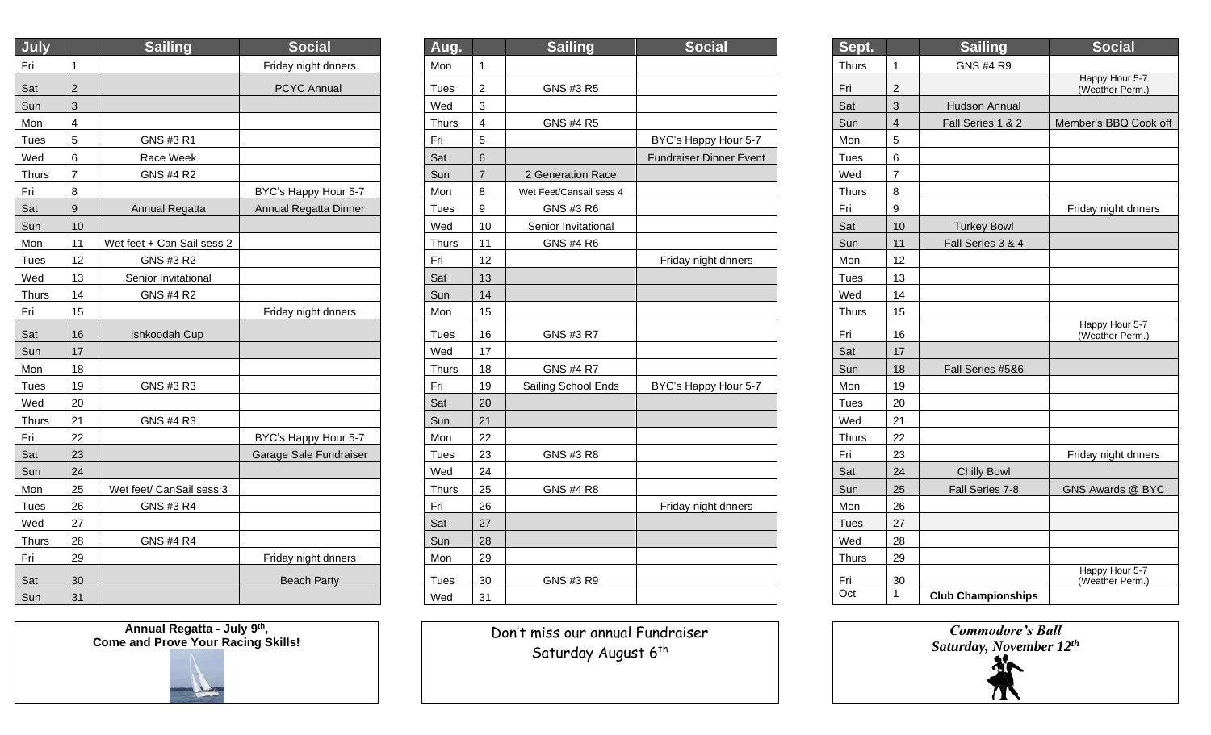| July | | Sailing | Social |
|---|---|---|---|
| Fri | 1 | | Friday night dnners |
| Sat | 2 | | PCYC Annual |
| Sun | 3 | | |
| Mon | 4 | | |
| Tues | 5 | GNS #3 R1 | |
| Wed | 6 | Race Week | |
| Thurs | 7 | GNS #4 R2 | |
| Fri | 8 | | BYC's Happy Hour 5-7 |
| Sat | 9 | Annual Regatta | Annual Regatta Dinner |
| Sun | 10 | | |
| Mon | 11 | Wet feet + Can Sail sess 2 | |
| Tues | 12 | GNS #3 R2 | |
| Wed | 13 | Senior Invitational | |
| Thurs | 14 | GNS #4 R2 | |
| Fri | 15 | | Friday night dnners |
| Sat | 16 | Ishkoodah Cup | |
| Sun | 17 | | |
| Mon | 18 | | |
| Tues | 19 | GNS #3 R3 | |
| Wed | 20 | | |
| Thurs | 21 | GNS #4 R3 | |
| Fri | 22 | | BYC's Happy Hour 5-7 |
| Sat | 23 | | Garage Sale Fundraiser |
| Sun | 24 | | |
| Mon | 25 | Wet feet/ CanSail sess 3 | |
| Tues | 26 | GNS #3 R4 | |
| Wed | 27 | | |
| Thurs | 28 | GNS #4 R4 | |
| Fri | 29 | | Friday night dnners |
| Sat | 30 | | Beach Party |
| Sun | 31 | | |

**Annual Regatta - July 9th, Come and Prove Your Racing Skills!**

| Aug. | | Sailing | Social |
|---|---|---|---|
| Mon | 1 | | |
| Tues | 2 | GNS #3 R5 | |
| Wed | 3 | | |
| Thurs | 4 | GNS #4 R5 | |
| Fri | 5 | | BYC's Happy Hour 5-7 |
| Sat | 6 | | Fundraiser Dinner Event |
| Sun | 7 | 2 Generation Race | |
| Mon | 8 | Wet Feet/Cansail sess 4 | |
| Tues | 9 | GNS #3 R6 | |
| Wed | 10 | Senior Invitational | |
| Thurs | 11 | GNS #4 R6 | |
| Fri | 12 | | Friday night dnners |
| Sat | 13 | | |
| Sun | 14 | | |
| Mon | 15 | | |
| Tues | 16 | GNS #3 R7 | |
| Wed | 17 | | |
| Thurs | 18 | GNS #4 R7 | |
| Fri | 19 | Sailing School Ends | BYC's Happy Hour 5-7 |
| Sat | 20 | | |
| Sun | 21 | | |
| Mon | 22 | | |
| Tues | 23 | GNS #3 R8 | |
| Wed | 24 | | |
| Thurs | 25 | GNS #4 R8 | |
| Fri | 26 | | Friday night dnners |
| Sat | 27 | | |
| Sun | 28 | | |
| Mon | 29 | | |
| Tues | 30 | GNS #3 R9 | |
| Wed | 31 | | |

Don't miss our annual Fundraiser
Saturday August 6th

| Sept. | | Sailing | Social |
|---|---|---|---|
| Thurs | 1 | GNS #4 R9 | |
| Fri | 2 | | Happy Hour 5-7 (Weather Perm.) |
| Sat | 3 | Hudson Annual | |
| Sun | 4 | Fall Series 1 & 2 | Member's BBQ Cook off |
| Mon | 5 | | |
| Tues | 6 | | |
| Wed | 7 | | |
| Thurs | 8 | | |
| Fri | 9 | | Friday night dnners |
| Sat | 10 | Turkey Bowl | |
| Sun | 11 | Fall Series 3 & 4 | |
| Mon | 12 | | |
| Tues | 13 | | |
| Wed | 14 | | |
| Thurs | 15 | | |
| Fri | 16 | | Happy Hour 5-7 (Weather Perm.) |
| Sat | 17 | | |
| Sun | 18 | Fall Series #5&6 | |
| Mon | 19 | | |
| Tues | 20 | | |
| Wed | 21 | | |
| Thurs | 22 | | |
| Fri | 23 | | Friday night dnners |
| Sat | 24 | Chilly Bowl | |
| Sun | 25 | Fall Series 7-8 | GNS Awards @ BYC |
| Mon | 26 | | |
| Tues | 27 | | |
| Wed | 28 | | |
| Thurs | 29 | | |
| Fri | 30 | | Happy Hour 5-7 (Weather Perm.) |
| Oct | 1 | **Club Championships** | |

***Commodore's Ball***
***Saturday, November 12th***